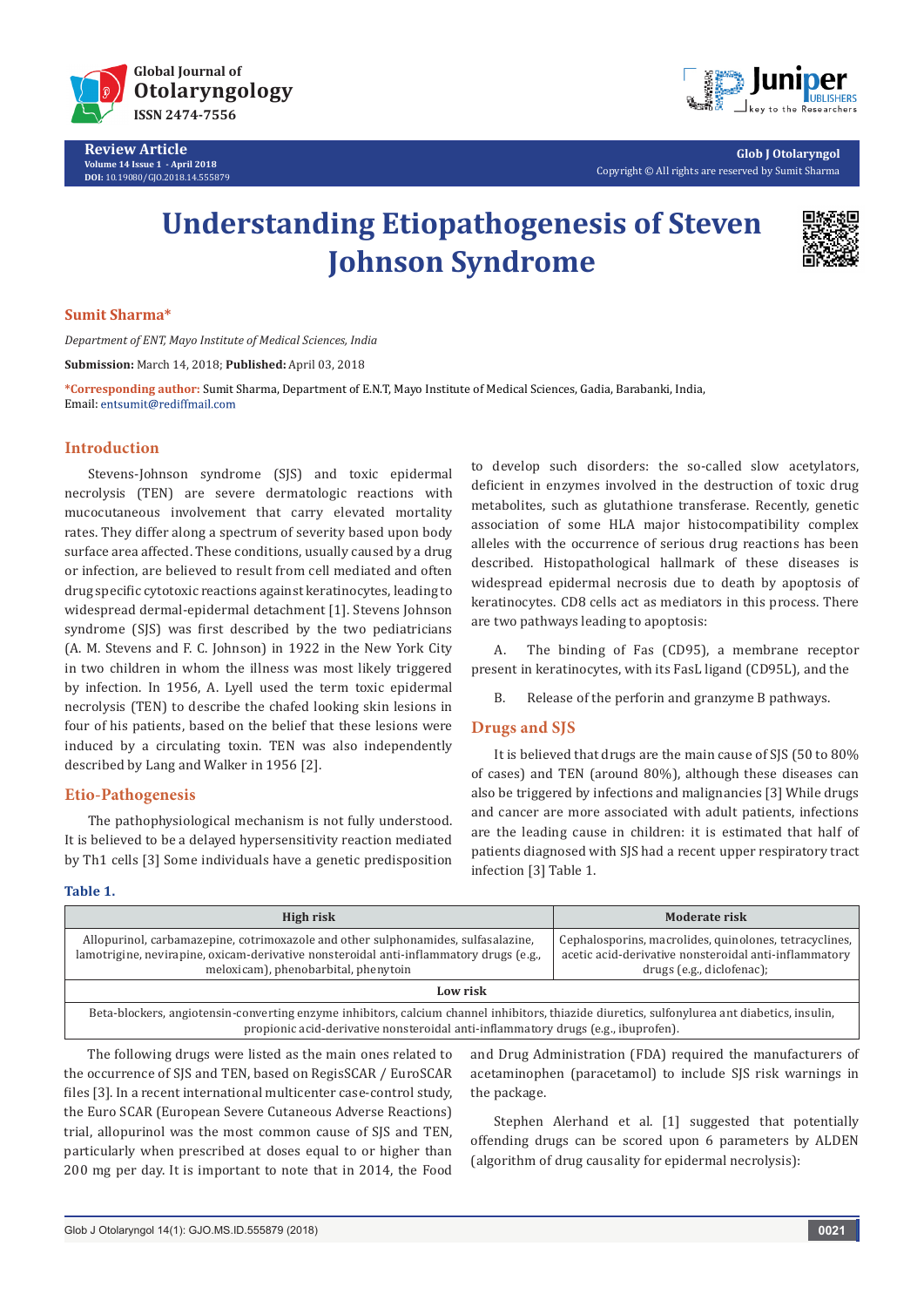Review Article
Volume 14 Issue 1 - April 2018
DOI: 10.19080/GJO.2018.14.555879

Copyright © All rights are reserved by Sumit Sharma

# Understanding Etiopathogenesis of Steven Johnson Syndrome

**Sumit Sharma***

*Department of ENT, Mayo Institute of Medical Sciences, India*

**Submission:** March 14, 2018; **Published:** April 03, 2018

***Corresponding author:** Sumit Sharma, Department of E.N.T, Mayo Institute of Medical Sciences, Gadia, Barabanki, India, Email: entsumit@rediffmail.com

## Introduction

Stevens-Johnson syndrome (SJS) and toxic epidermal necrolysis (TEN) are severe dermatologic reactions with mucocutaneous involvement that carry elevated mortality rates. They differ along a spectrum of severity based upon body surface area affected. These conditions, usually caused by a drug or infection, are believed to result from cell mediated and often drug specific cytotoxic reactions against keratinocytes, leading to widespread dermal-epidermal detachment [1]. Stevens Johnson syndrome (SJS) was first described by the two pediatricians (A. M. Stevens and F. C. Johnson) in 1922 in the New York City in two children in whom the illness was most likely triggered by infection. In 1956, A. Lyell used the term toxic epidermal necrolysis (TEN) to describe the chafed looking skin lesions in four of his patients, based on the belief that these lesions were induced by a circulating toxin. TEN was also independently described by Lang and Walker in 1956 [2].

## Etio-Pathogenesis

The pathophysiological mechanism is not fully understood. It is believed to be a delayed hypersensitivity reaction mediated by Th1 cells [3] Some individuals have a genetic predisposition to develop such disorders: the so-called slow acetylators, deficient in enzymes involved in the destruction of toxic drug metabolites, such as glutathione transferase. Recently, genetic association of some HLA major histocompatibility complex alleles with the occurrence of serious drug reactions has been described. Histopathological hallmark of these diseases is widespread epidermal necrosis due to death by apoptosis of keratinocytes. CD8 cells act as mediators in this process. There are two pathways leading to apoptosis:

A. The binding of Fas (CD95), a membrane receptor present in keratinocytes, with its FasL ligand (CD95L), and the

B. Release of the perforin and granzyme B pathways.

## Drugs and SJS

It is believed that drugs are the main cause of SJS (50 to 80% of cases) and TEN (around 80%), although these diseases can also be triggered by infections and malignancies [3] While drugs and cancer are more associated with adult patients, infections are the leading cause in children: it is estimated that half of patients diagnosed with SJS had a recent upper respiratory tract infection [3] Table 1.

**Table 1.**

| High risk | Moderate risk |
|---|---|
| Allopurinol, carbamazepine, cotrimoxazole and other sulphonamides, sulfasalazine, lamotrigine, nevirapine, oxicam-derivative nonsteroidal anti-inflammatory drugs (e.g., meloxicam), phenobarbital, phenytoin | Cephalosporins, macrolides, quinolones, tetracyclines, acetic acid-derivative nonsteroidal anti-inflammatory drugs (e.g., diclofenac); |
| **Low risk** | |
| Beta-blockers, angiotensin-converting enzyme inhibitors, calcium channel inhibitors, thiazide diuretics, sulfonylurea ant diabetics, insulin, propionic acid-derivative nonsteroidal anti-inflammatory drugs (e.g., ibuprofen). | |

The following drugs were listed as the main ones related to the occurrence of SJS and TEN, based on RegisSCAR / EuroSCAR files [3]. In a recent international multicenter case-control study, the Euro SCAR (European Severe Cutaneous Adverse Reactions) trial, allopurinol was the most common cause of SJS and TEN, particularly when prescribed at doses equal to or higher than 200 mg per day. It is important to note that in 2014, the Food and Drug Administration (FDA) required the manufacturers of acetaminophen (paracetamol) to include SJS risk warnings in the package.

Stephen Alerhand et al. [1] suggested that potentially offending drugs can be scored upon 6 parameters by ALDEN (algorithm of drug causality for epidermal necrolysis):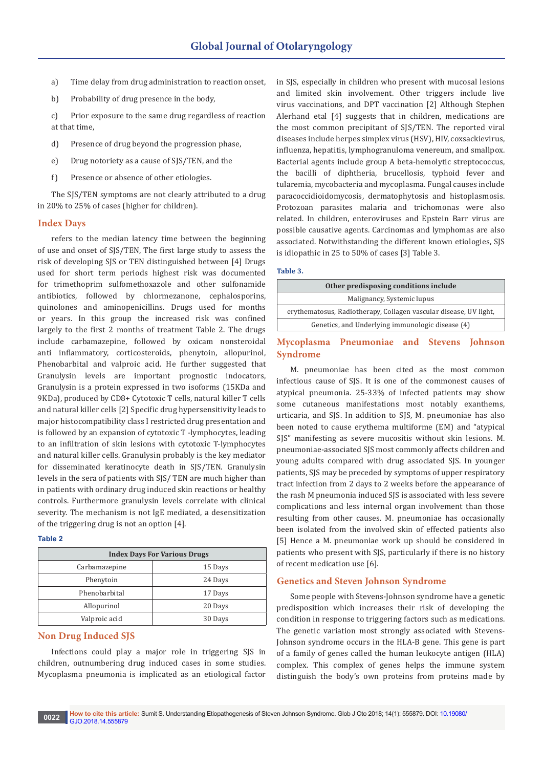a) Time delay from drug administration to reaction onset,

b) Probability of drug presence in the body,

c) Prior exposure to the same drug regardless of reaction at that time,

d) Presence of drug beyond the progression phase,

e) Drug notoriety as a cause of SJS/TEN, and the

f) Presence or absence of other etiologies.

The SJS/TEN symptoms are not clearly attributed to a drug in 20% to 25% of cases (higher for children).

## Index Days

refers to the median latency time between the beginning of use and onset of SJS/TEN, The first large study to assess the risk of developing SJS or TEN distinguished between [4] Drugs used for short term periods highest risk was documented for trimethoprim sulfomethoxazole and other sulfonamide antibiotics, followed by chlormezanone, cephalosporins, quinolones and aminopenicillins. Drugs used for months or years. In this group the increased risk was confined largely to the first 2 months of treatment Table 2. The drugs include carbamazepine, followed by oxicam nonsteroidal anti inflammatory, corticosteroids, phenytoin, allopurinol, Phenobarbital and valproic acid. He further suggested that Granulysin levels are important prognostic indocators, Granulysin is a protein expressed in two isoforms (15KDa and 9KDa), produced by CD8+ Cytotoxic T cells, natural killer T cells and natural killer cells [2] Specific drug hypersensitivity leads to major histocompatibility class I restricted drug presentation and is followed by an expansion of cytotoxic T -lymphocytes, leading to an infiltration of skin lesions with cytotoxic T-lymphocytes and natural killer cells. Granulysin probably is the key mediator for disseminated keratinocyte death in SJS/TEN. Granulysin levels in the sera of patients with SJS/ TEN are much higher than in patients with ordinary drug induced skin reactions or healthy controls. Furthermore granulysin levels correlate with clinical severity. The mechanism is not IgE mediated, a desensitization of the triggering drug is not an option [4].

**Table 2**

| Index Days For Various Drugs | |
|---|---|
| Carbamazepine | 15 Days |
| Phenytoin | 24 Days |
| Phenobarbital | 17 Days |
| Allopurinol | 20 Days |
| Valproic acid | 30 Days |

## Non Drug Induced SJS

Infections could play a major role in triggering SJS in children, outnumbering drug induced cases in some studies. Mycoplasma pneumonia is implicated as an etiological factor in SJS, especially in children who present with mucosal lesions and limited skin involvement. Other triggers include live virus vaccinations, and DPT vaccination [2] Although Stephen Alerhand etal [4] suggests that in children, medications are the most common precipitant of SJS/TEN. The reported viral diseases include herpes simplex virus (HSV), HIV, coxsackievirus, influenza, hepatitis, lymphogranuloma venereum, and smallpox. Bacterial agents include group A beta-hemolytic streptococcus, the bacilli of diphtheria, brucellosis, typhoid fever and tularemia, mycobacteria and mycoplasma. Fungal causes include paracoccidioidomycosis, dermatophytosis and histoplasmosis. Protozoan parasites malaria and trichomonas were also related. In children, enteroviruses and Epstein Barr virus are possible causative agents. Carcinomas and lymphomas are also associated. Notwithstanding the different known etiologies, SJS is idiopathic in 25 to 50% of cases [3] Table 3.

**Table 3.**

| Other predisposing conditions include |
|---|
| Malignancy, Systemic lupus |
| erythematosus, Radiotherapy, Collagen vascular disease, UV light, |
| Genetics, and Underlying immunologic disease (4) |

## Mycoplasma Pneumoniae and Stevens Johnson Syndrome

M. pneumoniae has been cited as the most common infectious cause of SJS. It is one of the commonest causes of atypical pneumonia. 25-33% of infected patients may show some cutaneous manifestations most notably exanthems, urticaria, and SJS. In addition to SJS, M. pneumoniae has also been noted to cause erythema multiforme (EM) and "atypical SJS" manifesting as severe mucositis without skin lesions. M. pneumoniae-associated SJS most commonly affects children and young adults compared with drug associated SJS. In younger patients, SJS may be preceded by symptoms of upper respiratory tract infection from 2 days to 2 weeks before the appearance of the rash M pneumonia induced SJS is associated with less severe complications and less internal organ involvement than those resulting from other causes. M. pneumoniae has occasionally been isolated from the involved skin of effected patients also [5] Hence a M. pneumoniae work up should be considered in patients who present with SJS, particularly if there is no history of recent medication use [6].

## Genetics and Steven Johnson Syndrome

Some people with Stevens-Johnson syndrome have a genetic predisposition which increases their risk of developing the condition in response to triggering factors such as medications. The genetic variation most strongly associated with Stevens-Johnson syndrome occurs in the HLA-B gene. This gene is part of a family of genes called the human leukocyte antigen (HLA) complex. This complex of genes helps the immune system distinguish the body's own proteins from proteins made by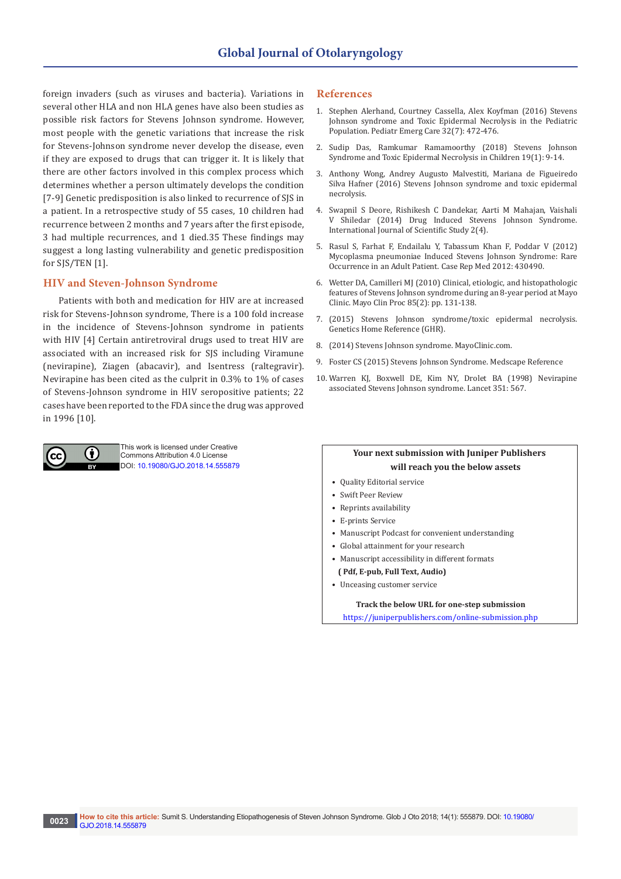foreign invaders (such as viruses and bacteria). Variations in several other HLA and non HLA genes have also been studies as possible risk factors for Stevens Johnson syndrome. However, most people with the genetic variations that increase the risk for Stevens-Johnson syndrome never develop the disease, even if they are exposed to drugs that can trigger it. It is likely that there are other factors involved in this complex process which determines whether a person ultimately develops the condition [7-9] Genetic predisposition is also linked to recurrence of SJS in a patient. In a retrospective study of 55 cases, 10 children had recurrence between 2 months and 7 years after the first episode, 3 had multiple recurrences, and 1 died.35 These findings may suggest a long lasting vulnerability and genetic predisposition for SJS/TEN [1].

## HIV and Steven-Johnson Syndrome

Patients with both and medication for HIV are at increased risk for Stevens-Johnson syndrome, There is a 100 fold increase in the incidence of Stevens-Johnson syndrome in patients with HIV [4] Certain antiretroviral drugs used to treat HIV are associated with an increased risk for SJS including Viramune (nevirapine), Ziagen (abacavir), and Isentress (raltegravir). Nevirapine has been cited as the culprit in 0.3% to 1% of cases of Stevens-Johnson syndrome in HIV seropositive patients; 22 cases have been reported to the FDA since the drug was approved in 1996 [10].

## References

1. Stephen Alerhand, Courtney Cassella, Alex Koyfman (2016) Stevens Johnson syndrome and Toxic Epidermal Necrolysis in the Pediatric Population. Pediatr Emerg Care 32(7): 472-476.
2. Sudip Das, Ramkumar Ramamoorthy (2018) Stevens Johnson Syndrome and Toxic Epidermal Necrolysis in Children 19(1): 9-14.
3. Anthony Wong, Andrey Augusto Malvestiti, Mariana de Figueiredo Silva Hafner (2016) Stevens Johnson syndrome and toxic epidermal necrolysis.
4. Swapnil S Deore, Rishikesh C Dandekar, Aarti M Mahajan, Vaishali V Shiledar (2014) Drug Induced Stevens Johnson Syndrome. International Journal of Scientific Study 2(4).
5. Rasul S, Farhat F, Endailalu Y, Tabassum Khan F, Poddar V (2012) Mycoplasma pneumoniae Induced Stevens Johnson Syndrome: Rare Occurrence in an Adult Patient. Case Rep Med 2012: 430490.
6. Wetter DA, Camilleri MJ (2010) Clinical, etiologic, and histopathologic features of Stevens Johnson syndrome during an 8-year period at Mayo Clinic. Mayo Clin Proc 85(2): pp. 131-138.
7. (2015) Stevens Johnson syndrome/toxic epidermal necrolysis. Genetics Home Reference (GHR).
8. (2014) Stevens Johnson syndrome. MayoClinic.com.
9. Foster CS (2015) Stevens Johnson Syndrome. Medscape Reference
10. Warren KJ, Boxwell DE, Kim NY, Drolet BA (1998) Nevirapine associated Stevens Johnson syndrome. Lancet 351: 567.

This work is licensed under Creative Commons Attribution 4.0 License
DOI: 10.19080/GJO.2018.14.555879

**Your next submission with Juniper Publishers will reach you the below assets**

- Quality Editorial service
- Swift Peer Review
- Reprints availability
- E-prints Service
- Manuscript Podcast for convenient understanding
- Global attainment for your research
- Manuscript accessibility in different formats

**( Pdf, E-pub, Full Text, Audio)**

- Unceasing customer service

**Track the below URL for one-step submission**

https://juniperpublishers.com/online-submission.php